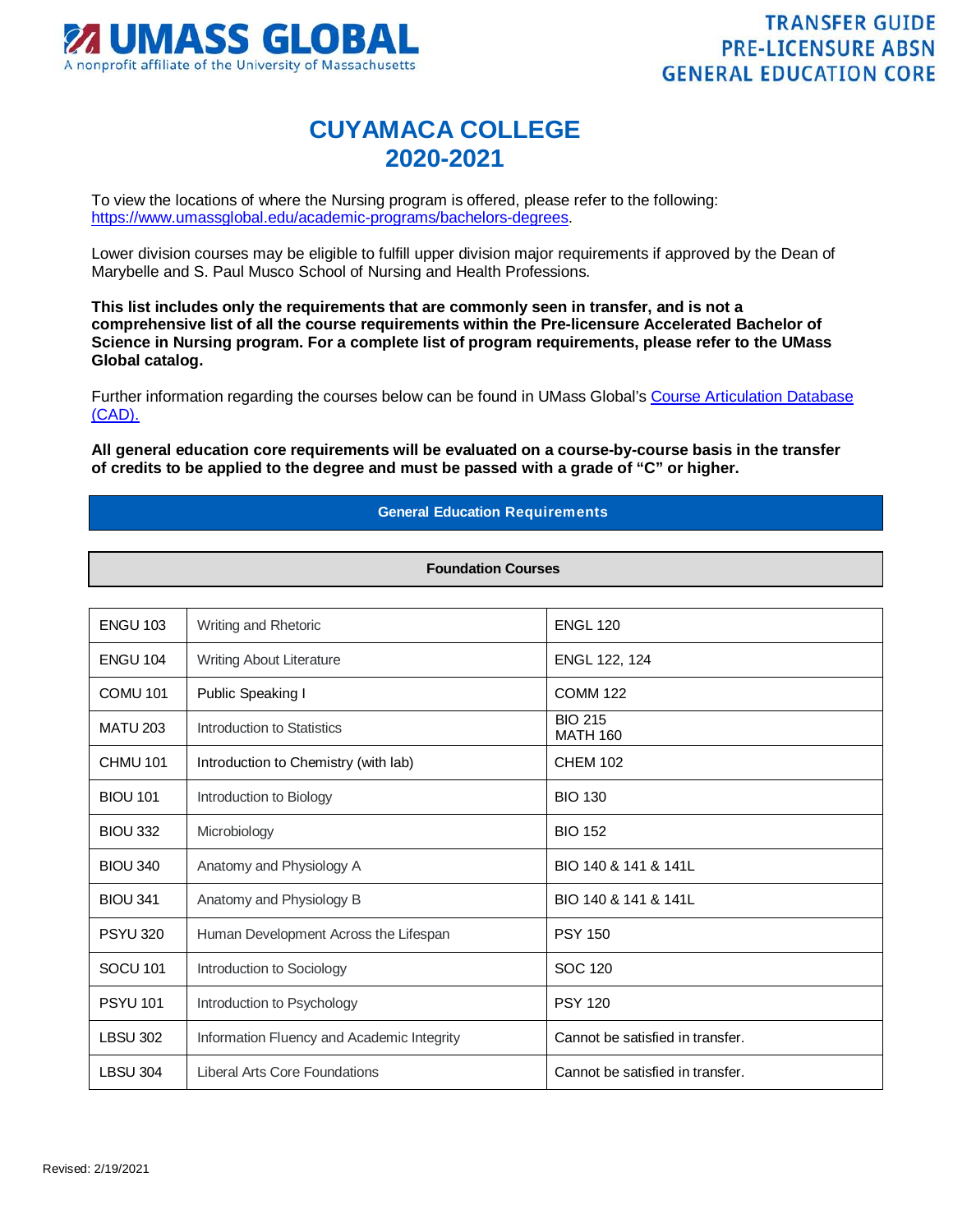# CUYAMACA COLLEGE
# 2020-2021

**TRANSFER GUIDE**
**PRE-LICENSURE ABSN**
**GENERAL EDUCATION CORE**

To view the locations of where the Nursing program is offered, please refer to the following: https://www.umassglobal.edu/academic-programs/bachelors-degrees.

Lower division courses may be eligible to fulfill upper division major requirements if approved by the Dean of Marybelle and S. Paul Musco School of Nursing and Health Professions.

**This list includes only the requirements that are commonly seen in transfer, and is not a comprehensive list of all the course requirements within the Pre-licensure Accelerated Bachelor of Science in Nursing program. For a complete list of program requirements, please refer to the UMass Global catalog.**

Further information regarding the courses below can be found in UMass Global's Course Articulation Database (CAD).

**All general education core requirements will be evaluated on a course-by-course basis in the transfer of credits to be applied to the degree and must be passed with a grade of "C" or higher.**

## General Education Requirements

### Foundation Courses

| | | |
|---|---|---|
| ENGU 103 | Writing and Rhetoric | ENGL 120 |
| ENGU 104 | Writing About Literature | ENGL 122, 124 |
| COMU 101 | Public Speaking I | COMM 122 |
| MATU 203 | Introduction to Statistics | BIO 215<br>MATH 160 |
| CHMU 101 | Introduction to Chemistry (with lab) | CHEM 102 |
| BIOU 101 | Introduction to Biology | BIO 130 |
| BIOU 332 | Microbiology | BIO 152 |
| BIOU 340 | Anatomy and Physiology A | BIO 140 & 141 & 141L |
| BIOU 341 | Anatomy and Physiology B | BIO 140 & 141 & 141L |
| PSYU 320 | Human Development Across the Lifespan | PSY 150 |
| SOCU 101 | Introduction to Sociology | SOC 120 |
| PSYU 101 | Introduction to Psychology | PSY 120 |
| LBSU 302 | Information Fluency and Academic Integrity | Cannot be satisfied in transfer. |
| LBSU 304 | Liberal Arts Core Foundations | Cannot be satisfied in transfer. |

Revised: 2/19/2021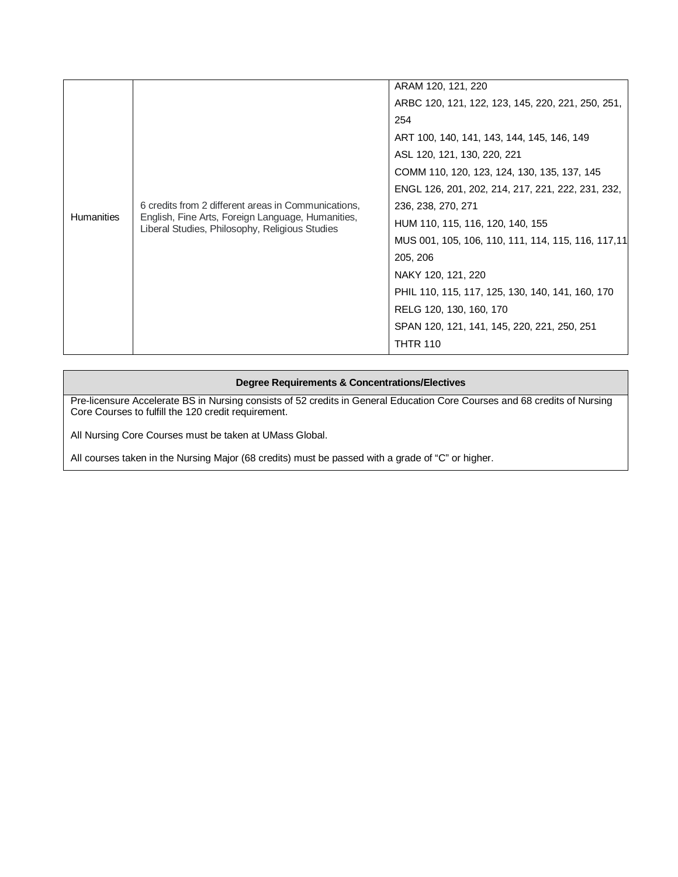| | | |
|---|---|---|
| Humanities | 6 credits from 2 different areas in Communications, English, Fine Arts, Foreign Language, Humanities, Liberal Studies, Philosophy, Religious Studies | ARAM 120, 121, 220<br>ARBC 120, 121, 122, 123, 145, 220, 221, 250, 251, 254<br>ART 100, 140, 141, 143, 144, 145, 146, 149<br>ASL 120, 121, 130, 220, 221<br>COMM 110, 120, 123, 124, 130, 135, 137, 145<br>ENGL 126, 201, 202, 214, 217, 221, 222, 231, 232, 236, 238, 270, 271<br>HUM 110, 115, 116, 120, 140, 155<br>MUS 001, 105, 106, 110, 111, 114, 115, 116, 117,11 205, 206<br>NAKY 120, 121, 220<br>PHIL 110, 115, 117, 125, 130, 140, 141, 160, 170<br>RELG 120, 130, 160, 170<br>SPAN 120, 121, 141, 145, 220, 221, 250, 251<br>THTR 110 |

| Degree Requirements & Concentrations/Electives |
|---|
| Pre-licensure Accelerate BS in Nursing consists of 52 credits in General Education Core Courses and 68 credits of Nursing Core Courses to fulfill the 120 credit requirement.<br><br>All Nursing Core Courses must be taken at UMass Global.<br><br>All courses taken in the Nursing Major (68 credits) must be passed with a grade of "C" or higher. |